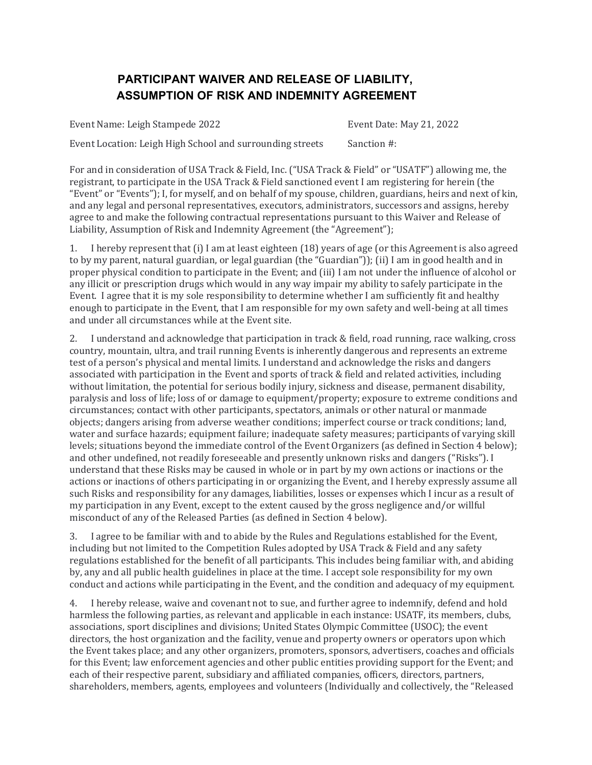# PARTICIPANT WAIVER AND RELEASE OF LIABILITY, ASSUMPTION OF RISK AND INDEMNITY AGREEMENT

Event Name: Leigh Stampede 2022 Event Date: May 21, 2022

Event Location: Leigh High School and surrounding streets Sanction #:

For and in consideration of USA Track & Field, Inc. ("USA Track & Field" or "USATF") allowing me, the registrant, to participate in the USA Track & Field sanctioned event I am registering for herein (the "Event" or "Events"); I, for myself, and on behalf of my spouse, children, guardians, heirs and next of kin, and any legal and personal representatives, executors, administrators, successors and assigns, hereby agree to and make the following contractual representations pursuant to this Waiver and Release of Liability, Assumption of Risk and Indemnity Agreement (the "Agreement");

1. I hereby represent that (i) I am at least eighteen (18) years of age (or this Agreement is also agreed to by my parent, natural guardian, or legal guardian (the "Guardian")); (ii) I am in good health and in proper physical condition to participate in the Event; and (iii) I am not under the influence of alcohol or any illicit or prescription drugs which would in any way impair my ability to safely participate in the Event. I agree that it is my sole responsibility to determine whether I am sufficiently fit and healthy enough to participate in the Event, that I am responsible for my own safety and well-being at all times and under all circumstances while at the Event site.

2. I understand and acknowledge that participation in track & field, road running, race walking, cross country, mountain, ultra, and trail running Events is inherently dangerous and represents an extreme test of a person's physical and mental limits. I understand and acknowledge the risks and dangers associated with participation in the Event and sports of track & field and related activities, including without limitation, the potential for serious bodily injury, sickness and disease, permanent disability, paralysis and loss of life; loss of or damage to equipment/property; exposure to extreme conditions and circumstances; contact with other participants, spectators, animals or other natural or manmade objects; dangers arising from adverse weather conditions; imperfect course or track conditions; land, water and surface hazards; equipment failure; inadequate safety measures; participants of varying skill levels; situations beyond the immediate control of the Event Organizers (as defined in Section 4 below); and other undefined, not readily foreseeable and presently unknown risks and dangers ("Risks"). I understand that these Risks may be caused in whole or in part by my own actions or inactions or the actions or inactions of others participating in or organizing the Event, and I hereby expressly assume all such Risks and responsibility for any damages, liabilities, losses or expenses which I incur as a result of my participation in any Event, except to the extent caused by the gross negligence and/or willful misconduct of any of the Released Parties (as defined in Section 4 below).

3. I agree to be familiar with and to abide by the Rules and Regulations established for the Event, including but not limited to the Competition Rules adopted by USA Track & Field and any safety regulations established for the benefit of all participants. This includes being familiar with, and abiding by, any and all public health guidelines in place at the time. I accept sole responsibility for my own conduct and actions while participating in the Event, and the condition and adequacy of my equipment.

4. I hereby release, waive and covenant not to sue, and further agree to indemnify, defend and hold harmless the following parties, as relevant and applicable in each instance: USATF, its members, clubs, associations, sport disciplines and divisions; United States Olympic Committee (USOC); the event directors, the host organization and the facility, venue and property owners or operators upon which the Event takes place; and any other organizers, promoters, sponsors, advertisers, coaches and officials for this Event; law enforcement agencies and other public entities providing support for the Event; and each of their respective parent, subsidiary and affiliated companies, officers, directors, partners, shareholders, members, agents, employees and volunteers (Individually and collectively, the "Released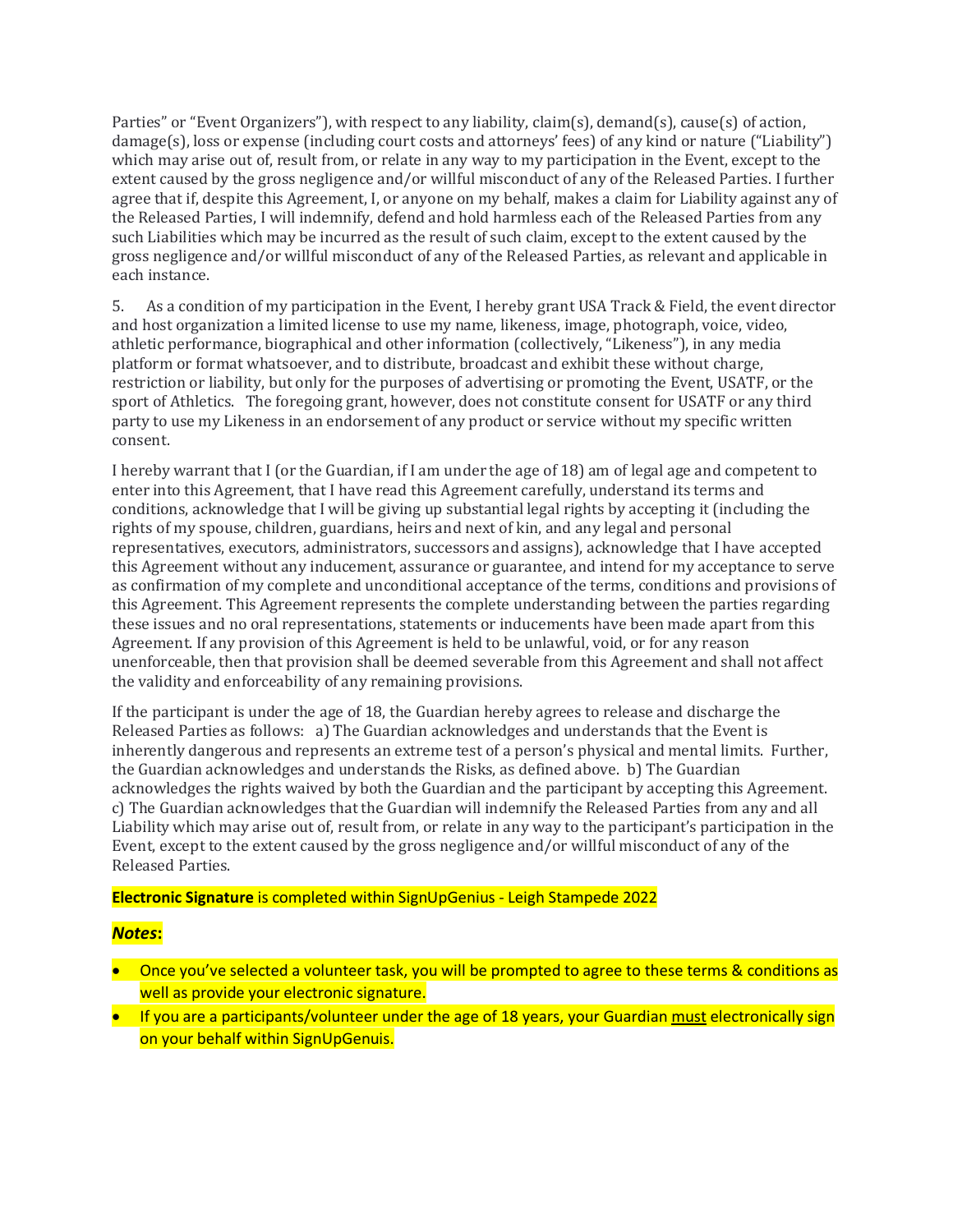Parties" or "Event Organizers"), with respect to any liability, claim(s), demand(s), cause(s) of action, damage(s), loss or expense (including court costs and attorneys' fees) of any kind or nature ("Liability") which may arise out of, result from, or relate in any way to my participation in the Event, except to the extent caused by the gross negligence and/or willful misconduct of any of the Released Parties. I further agree that if, despite this Agreement, I, or anyone on my behalf, makes a claim for Liability against any of the Released Parties, I will indemnify, defend and hold harmless each of the Released Parties from any such Liabilities which may be incurred as the result of such claim, except to the extent caused by the gross negligence and/or willful misconduct of any of the Released Parties, as relevant and applicable in each instance.

5. As a condition of my participation in the Event, I hereby grant USA Track & Field, the event director and host organization a limited license to use my name, likeness, image, photograph, voice, video, athletic performance, biographical and other information (collectively, "Likeness"), in any media platform or format whatsoever, and to distribute, broadcast and exhibit these without charge, restriction or liability, but only for the purposes of advertising or promoting the Event, USATF, or the sport of Athletics. The foregoing grant, however, does not constitute consent for USATF or any third party to use my Likeness in an endorsement of any product or service without my specific written consent.

I hereby warrant that I (or the Guardian, if I am under the age of 18) am of legal age and competent to enter into this Agreement, that I have read this Agreement carefully, understand its terms and conditions, acknowledge that I will be giving up substantial legal rights by accepting it (including the rights of my spouse, children, guardians, heirs and next of kin, and any legal and personal representatives, executors, administrators, successors and assigns), acknowledge that I have accepted this Agreement without any inducement, assurance or guarantee, and intend for my acceptance to serve as confirmation of my complete and unconditional acceptance of the terms, conditions and provisions of this Agreement. This Agreement represents the complete understanding between the parties regarding these issues and no oral representations, statements or inducements have been made apart from this Agreement. If any provision of this Agreement is held to be unlawful, void, or for any reason unenforceable, then that provision shall be deemed severable from this Agreement and shall not affect the validity and enforceability of any remaining provisions.

If the participant is under the age of 18, the Guardian hereby agrees to release and discharge the Released Parties as follows: a) The Guardian acknowledges and understands that the Event is inherently dangerous and represents an extreme test of a person's physical and mental limits. Further, the Guardian acknowledges and understands the Risks, as defined above. b) The Guardian acknowledges the rights waived by both the Guardian and the participant by accepting this Agreement. c) The Guardian acknowledges that the Guardian will indemnify the Released Parties from any and all Liability which may arise out of, result from, or relate in any way to the participant's participation in the Event, except to the extent caused by the gross negligence and/or willful misconduct of any of the Released Parties.

**Electronic Signature** is completed within SignUpGenius - Leigh Stampede 2022

***Notes*:**

- Once you've selected a volunteer task, you will be prompted to agree to these terms & conditions as well as provide your electronic signature.
- If you are a participants/volunteer under the age of 18 years, your Guardian must electronically sign on your behalf within SignUpGenuis.